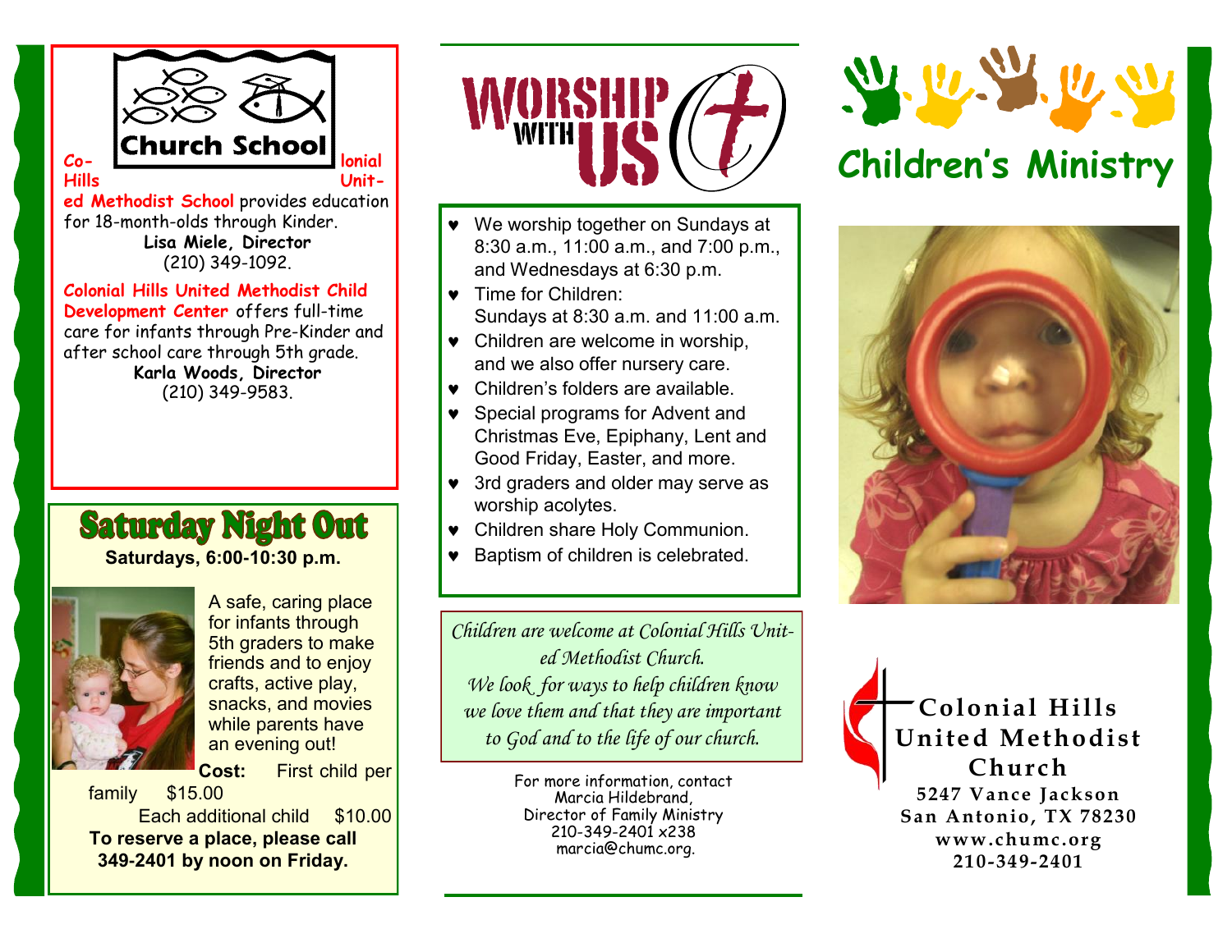## Church School

**Colonial Hills United Methodist School** provides education for 18-month-olds through Kinder.

**Lisa Miele, Director**
(210) 349-1092.

**Colonial Hills United Methodist Child Development Center** offers full-time care for infants through Pre-Kinder and after school care through 5th grade.

**Karla Woods, Director**
(210) 349-9583.

## Saturday Night Out

**Saturdays, 6:00-10:30 p.m.**

A safe, caring place for infants through 5th graders to make friends and to enjoy crafts, active play, snacks, and movies while parents have an evening out!

**Cost:** First child per family $15.00
Each additional child $10.00

**To reserve a place, please call 349-2401 by noon on Friday.**

## WORSHIP WITH US

- We worship together on Sundays at 8:30 a.m., 11:00 a.m., and 7:00 p.m., and Wednesdays at 6:30 p.m.
- Time for Children: Sundays at 8:30 a.m. and 11:00 a.m.
- Children are welcome in worship, and we also offer nursery care.
- Children's folders are available.
- Special programs for Advent and Christmas Eve, Epiphany, Lent and Good Friday, Easter, and more.
- 3rd graders and older may serve as worship acolytes.
- Children share Holy Communion.
- Baptism of children is celebrated.

*Children are welcome at Colonial Hills United Methodist Church. We look for ways to help children know we love them and that they are important to God and to the life of our church.*

For more information, contact
Marcia Hildebrand,
Director of Family Ministry
210-349-2401 x238
marcia@chumc.org.

# Children's Ministry

**Colonial Hills United Methodist Church**
5247 Vance Jackson
San Antonio, TX 78230
www.chumc.org
210-349-2401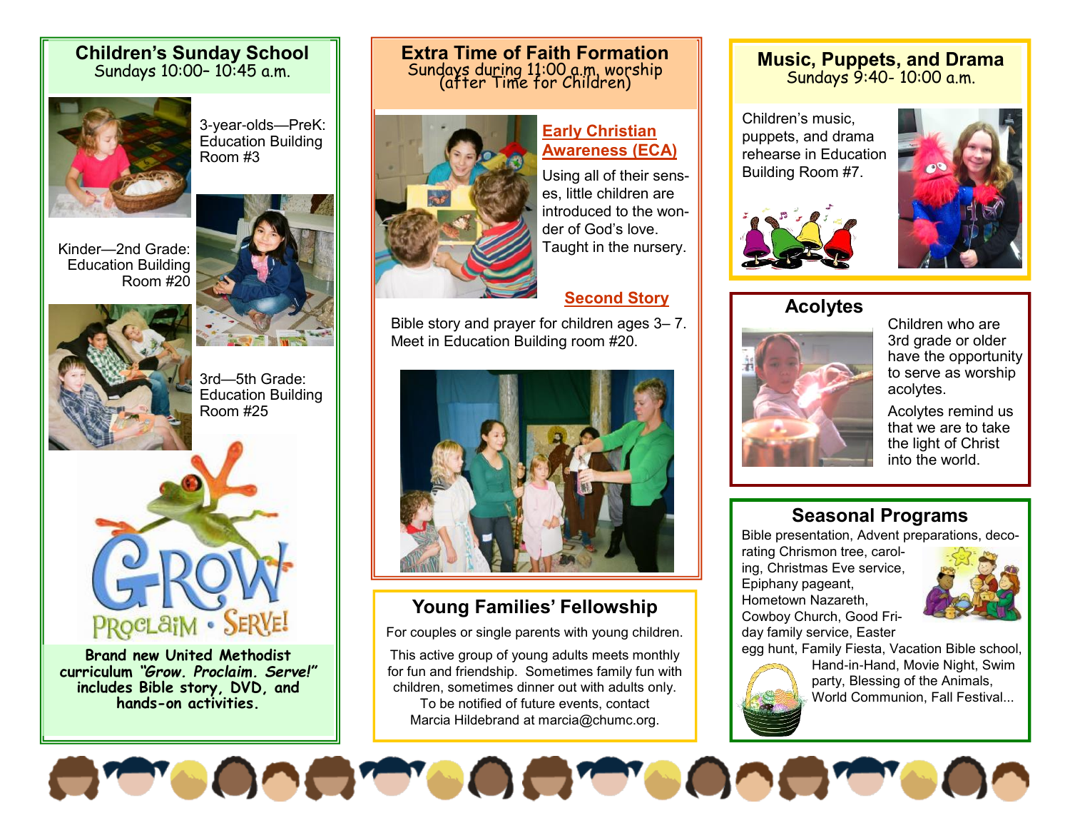## Children's Sunday School

Sundays 10:00- 10:45 a.m.

3-year-olds—PreK: Education Building Room #3

Kinder—2nd Grade: Education Building Room #20

3rd—5th Grade: Education Building Room #25

GROW PROCLAIM • SERVE!

**Brand new United Methodist curriculum *"Grow. Proclaim. Serve!"* includes Bible story, DVD, and hands-on activities.**

## Extra Time of Faith Formation

Sundays during 11:00 a.m. worship (after Time for Children)

### Early Christian Awareness (ECA)

Using all of their senses, little children are introduced to the wonder of God's love. Taught in the nursery.

### Second Story

Bible story and prayer for children ages 3– 7. Meet in Education Building room #20.

## Young Families' Fellowship

For couples or single parents with young children.

This active group of young adults meets monthly for fun and friendship. Sometimes family fun with children, sometimes dinner out with adults only. To be notified of future events, contact Marcia Hildebrand at marcia@chumc.org.

## Music, Puppets, and Drama

Sundays 9:40- 10:00 a.m.

Children's music, puppets, and drama rehearse in Education Building Room #7.

## Acolytes

Children who are 3rd grade or older have the opportunity to serve as worship acolytes.

Acolytes remind us that we are to take the light of Christ into the world.

## Seasonal Programs

Bible presentation, Advent preparations, decorating Chrismon tree, caroling, Christmas Eve service, Epiphany pageant, Hometown Nazareth, Cowboy Church, Good Friday family service, Easter egg hunt, Family Fiesta, Vacation Bible school, Hand-in-Hand, Movie Night, Swim party, Blessing of the Animals, World Communion, Fall Festival...